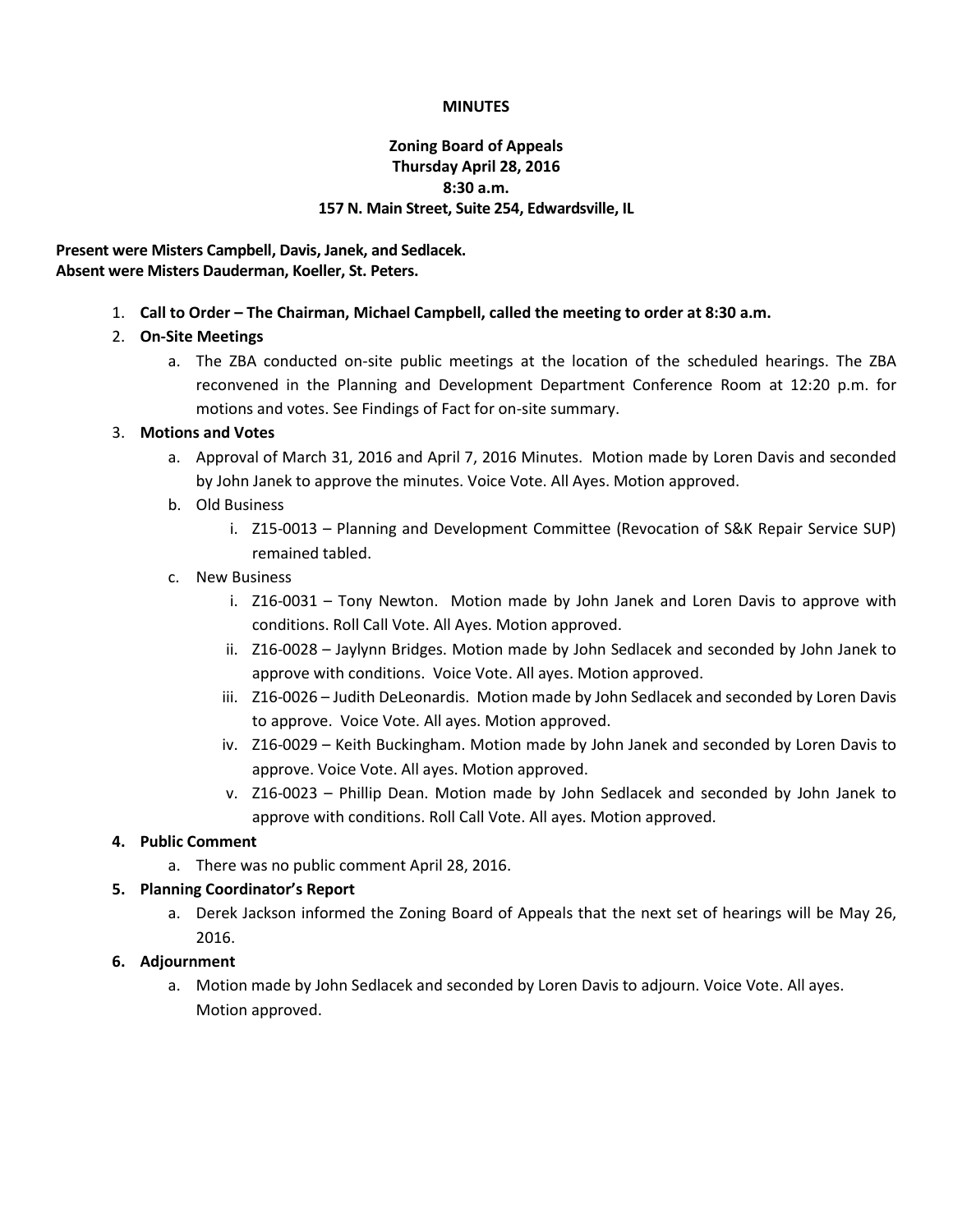**MINUTES**

**Zoning Board of Appeals**
**Thursday April 28, 2016**
**8:30 a.m.**
**157 N. Main Street, Suite 254, Edwardsville, IL**

**Present were Misters Campbell, Davis, Janek, and Sedlacek.**
**Absent were Misters Dauderman, Koeller, St. Peters.**

1. **Call to Order – The Chairman, Michael Campbell, called the meeting to order at 8:30 a.m.**
2. **On-Site Meetings**
   a. The ZBA conducted on-site public meetings at the location of the scheduled hearings. The ZBA reconvened in the Planning and Development Department Conference Room at 12:20 p.m. for motions and votes. See Findings of Fact for on-site summary.
3. **Motions and Votes**
   a. Approval of March 31, 2016 and April 7, 2016 Minutes. Motion made by Loren Davis and seconded by John Janek to approve the minutes. Voice Vote. All Ayes. Motion approved.
   b. Old Business
      i. Z15-0013 – Planning and Development Committee (Revocation of S&K Repair Service SUP) remained tabled.
   c. New Business
      i. Z16-0031 – Tony Newton. Motion made by John Janek and Loren Davis to approve with conditions. Roll Call Vote. All Ayes. Motion approved.
      ii. Z16-0028 – Jaylynn Bridges. Motion made by John Sedlacek and seconded by John Janek to approve with conditions. Voice Vote. All ayes. Motion approved.
      iii. Z16-0026 – Judith DeLeonardis. Motion made by John Sedlacek and seconded by Loren Davis to approve. Voice Vote. All ayes. Motion approved.
      iv. Z16-0029 – Keith Buckingham. Motion made by John Janek and seconded by Loren Davis to approve. Voice Vote. All ayes. Motion approved.
      v. Z16-0023 – Phillip Dean. Motion made by John Sedlacek and seconded by John Janek to approve with conditions. Roll Call Vote. All ayes. Motion approved.
4. **Public Comment**
   a. There was no public comment April 28, 2016.
5. **Planning Coordinator's Report**
   a. Derek Jackson informed the Zoning Board of Appeals that the next set of hearings will be May 26, 2016.
6. **Adjournment**
   a. Motion made by John Sedlacek and seconded by Loren Davis to adjourn. Voice Vote. All ayes. Motion approved.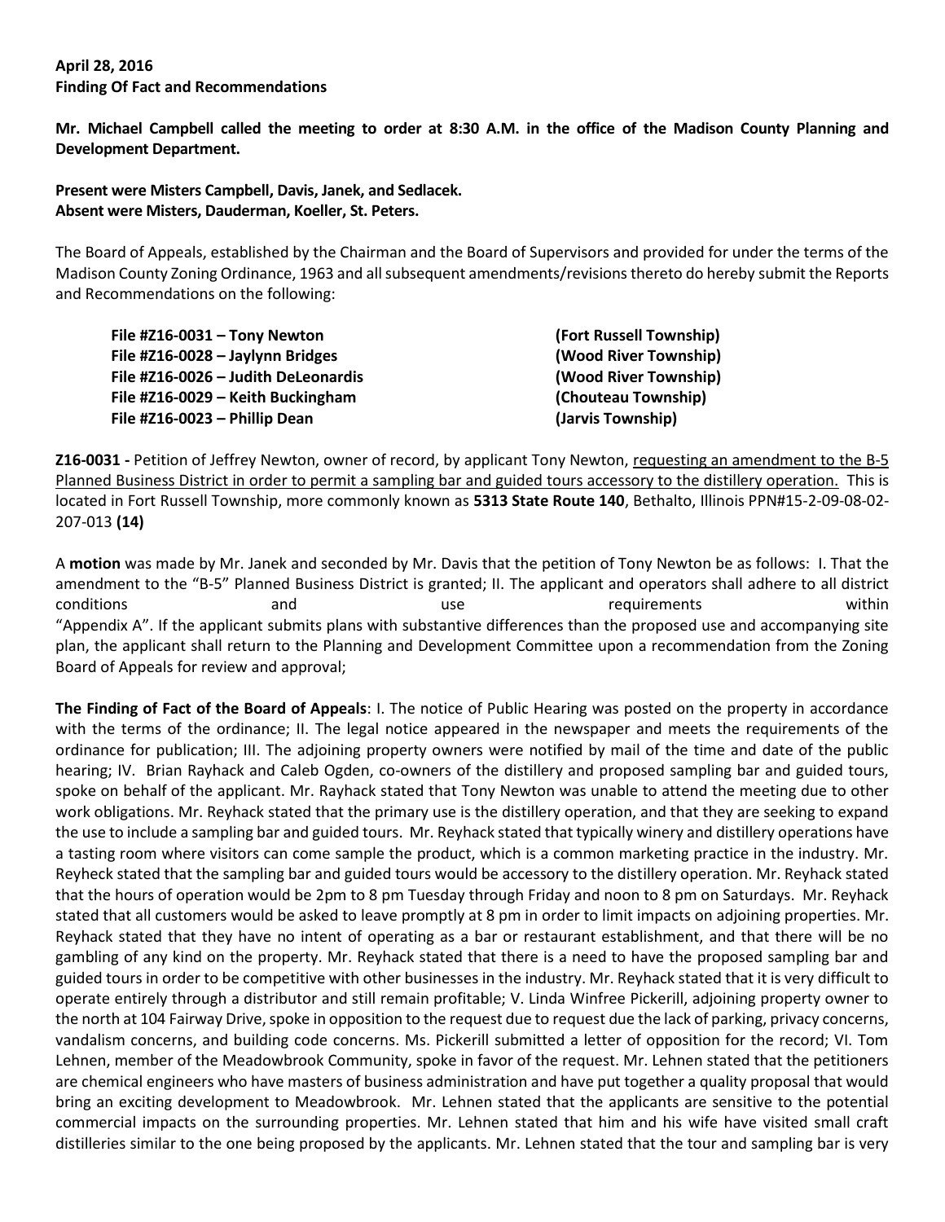**April 28, 2016**
**Finding Of Fact and Recommendations**

**Mr. Michael Campbell called the meeting to order at 8:30 A.M. in the office of the Madison County Planning and Development Department.**

**Present were Misters Campbell, Davis, Janek, and Sedlacek.**
**Absent were Misters, Dauderman, Koeller, St. Peters.**

The Board of Appeals, established by the Chairman and the Board of Supervisors and provided for under the terms of the Madison County Zoning Ordinance, 1963 and all subsequent amendments/revisions thereto do hereby submit the Reports and Recommendations on the following:

| | |
|---|---|
| **File #Z16-0031 – Tony Newton** | **(Fort Russell Township)** |
| **File #Z16-0028 – Jaylynn Bridges** | **(Wood River Township)** |
| **File #Z16-0026 – Judith DeLeonardis** | **(Wood River Township)** |
| **File #Z16-0029 – Keith Buckingham** | **(Chouteau Township)** |
| **File #Z16-0023 – Phillip Dean** | **(Jarvis Township)** |

**Z16-0031 -** Petition of Jeffrey Newton, owner of record, by applicant Tony Newton, requesting an amendment to the B-5 Planned Business District in order to permit a sampling bar and guided tours accessory to the distillery operation. This is located in Fort Russell Township, more commonly known as **5313 State Route 140**, Bethalto, Illinois PPN#15-2-09-08-02-207-013 **(14)**

A **motion** was made by Mr. Janek and seconded by Mr. Davis that the petition of Tony Newton be as follows: I. That the amendment to the "B-5" Planned Business District is granted; II. The applicant and operators shall adhere to all district conditions and use requirements within "Appendix A". If the applicant submits plans with substantive differences than the proposed use and accompanying site plan, the applicant shall return to the Planning and Development Committee upon a recommendation from the Zoning Board of Appeals for review and approval;

**The Finding of Fact of the Board of Appeals**: I. The notice of Public Hearing was posted on the property in accordance with the terms of the ordinance; II. The legal notice appeared in the newspaper and meets the requirements of the ordinance for publication; III. The adjoining property owners were notified by mail of the time and date of the public hearing; IV. Brian Rayhack and Caleb Ogden, co-owners of the distillery and proposed sampling bar and guided tours, spoke on behalf of the applicant. Mr. Rayhack stated that Tony Newton was unable to attend the meeting due to other work obligations. Mr. Reyhack stated that the primary use is the distillery operation, and that they are seeking to expand the use to include a sampling bar and guided tours. Mr. Reyhack stated that typically winery and distillery operations have a tasting room where visitors can come sample the product, which is a common marketing practice in the industry. Mr. Reyheck stated that the sampling bar and guided tours would be accessory to the distillery operation. Mr. Reyhack stated that the hours of operation would be 2pm to 8 pm Tuesday through Friday and noon to 8 pm on Saturdays. Mr. Reyhack stated that all customers would be asked to leave promptly at 8 pm in order to limit impacts on adjoining properties. Mr. Reyhack stated that they have no intent of operating as a bar or restaurant establishment, and that there will be no gambling of any kind on the property. Mr. Reyhack stated that there is a need to have the proposed sampling bar and guided tours in order to be competitive with other businesses in the industry. Mr. Reyhack stated that it is very difficult to operate entirely through a distributor and still remain profitable; V. Linda Winfree Pickerill, adjoining property owner to the north at 104 Fairway Drive, spoke in opposition to the request due to request due the lack of parking, privacy concerns, vandalism concerns, and building code concerns. Ms. Pickerill submitted a letter of opposition for the record; VI. Tom Lehnen, member of the Meadowbrook Community, spoke in favor of the request. Mr. Lehnen stated that the petitioners are chemical engineers who have masters of business administration and have put together a quality proposal that would bring an exciting development to Meadowbrook. Mr. Lehnen stated that the applicants are sensitive to the potential commercial impacts on the surrounding properties. Mr. Lehnen stated that him and his wife have visited small craft distilleries similar to the one being proposed by the applicants. Mr. Lehnen stated that the tour and sampling bar is very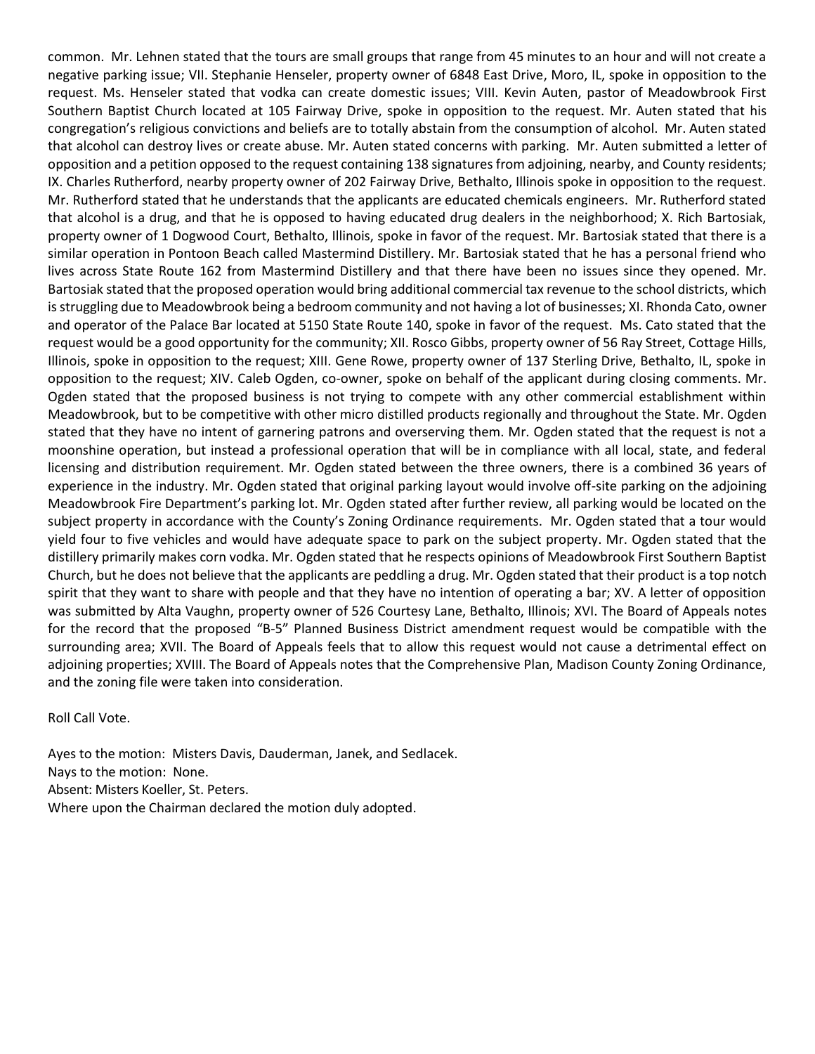common. Mr. Lehnen stated that the tours are small groups that range from 45 minutes to an hour and will not create a negative parking issue; VII. Stephanie Henseler, property owner of 6848 East Drive, Moro, IL, spoke in opposition to the request. Ms. Henseler stated that vodka can create domestic issues; VIII. Kevin Auten, pastor of Meadowbrook First Southern Baptist Church located at 105 Fairway Drive, spoke in opposition to the request. Mr. Auten stated that his congregation's religious convictions and beliefs are to totally abstain from the consumption of alcohol. Mr. Auten stated that alcohol can destroy lives or create abuse. Mr. Auten stated concerns with parking. Mr. Auten submitted a letter of opposition and a petition opposed to the request containing 138 signatures from adjoining, nearby, and County residents; IX. Charles Rutherford, nearby property owner of 202 Fairway Drive, Bethalto, Illinois spoke in opposition to the request. Mr. Rutherford stated that he understands that the applicants are educated chemicals engineers. Mr. Rutherford stated that alcohol is a drug, and that he is opposed to having educated drug dealers in the neighborhood; X. Rich Bartosiak, property owner of 1 Dogwood Court, Bethalto, Illinois, spoke in favor of the request. Mr. Bartosiak stated that there is a similar operation in Pontoon Beach called Mastermind Distillery. Mr. Bartosiak stated that he has a personal friend who lives across State Route 162 from Mastermind Distillery and that there have been no issues since they opened. Mr. Bartosiak stated that the proposed operation would bring additional commercial tax revenue to the school districts, which is struggling due to Meadowbrook being a bedroom community and not having a lot of businesses; XI. Rhonda Cato, owner and operator of the Palace Bar located at 5150 State Route 140, spoke in favor of the request. Ms. Cato stated that the request would be a good opportunity for the community; XII. Rosco Gibbs, property owner of 56 Ray Street, Cottage Hills, Illinois, spoke in opposition to the request; XIII. Gene Rowe, property owner of 137 Sterling Drive, Bethalto, IL, spoke in opposition to the request; XIV. Caleb Ogden, co-owner, spoke on behalf of the applicant during closing comments. Mr. Ogden stated that the proposed business is not trying to compete with any other commercial establishment within Meadowbrook, but to be competitive with other micro distilled products regionally and throughout the State. Mr. Ogden stated that they have no intent of garnering patrons and overserving them. Mr. Ogden stated that the request is not a moonshine operation, but instead a professional operation that will be in compliance with all local, state, and federal licensing and distribution requirement. Mr. Ogden stated between the three owners, there is a combined 36 years of experience in the industry. Mr. Ogden stated that original parking layout would involve off-site parking on the adjoining Meadowbrook Fire Department's parking lot. Mr. Ogden stated after further review, all parking would be located on the subject property in accordance with the County's Zoning Ordinance requirements. Mr. Ogden stated that a tour would yield four to five vehicles and would have adequate space to park on the subject property. Mr. Ogden stated that the distillery primarily makes corn vodka. Mr. Ogden stated that he respects opinions of Meadowbrook First Southern Baptist Church, but he does not believe that the applicants are peddling a drug. Mr. Ogden stated that their product is a top notch spirit that they want to share with people and that they have no intention of operating a bar; XV. A letter of opposition was submitted by Alta Vaughn, property owner of 526 Courtesy Lane, Bethalto, Illinois; XVI. The Board of Appeals notes for the record that the proposed "B-5" Planned Business District amendment request would be compatible with the surrounding area; XVII. The Board of Appeals feels that to allow this request would not cause a detrimental effect on adjoining properties; XVIII. The Board of Appeals notes that the Comprehensive Plan, Madison County Zoning Ordinance, and the zoning file were taken into consideration.

Roll Call Vote.

Ayes to the motion: Misters Davis, Dauderman, Janek, and Sedlacek.
Nays to the motion: None.
Absent: Misters Koeller, St. Peters.
Where upon the Chairman declared the motion duly adopted.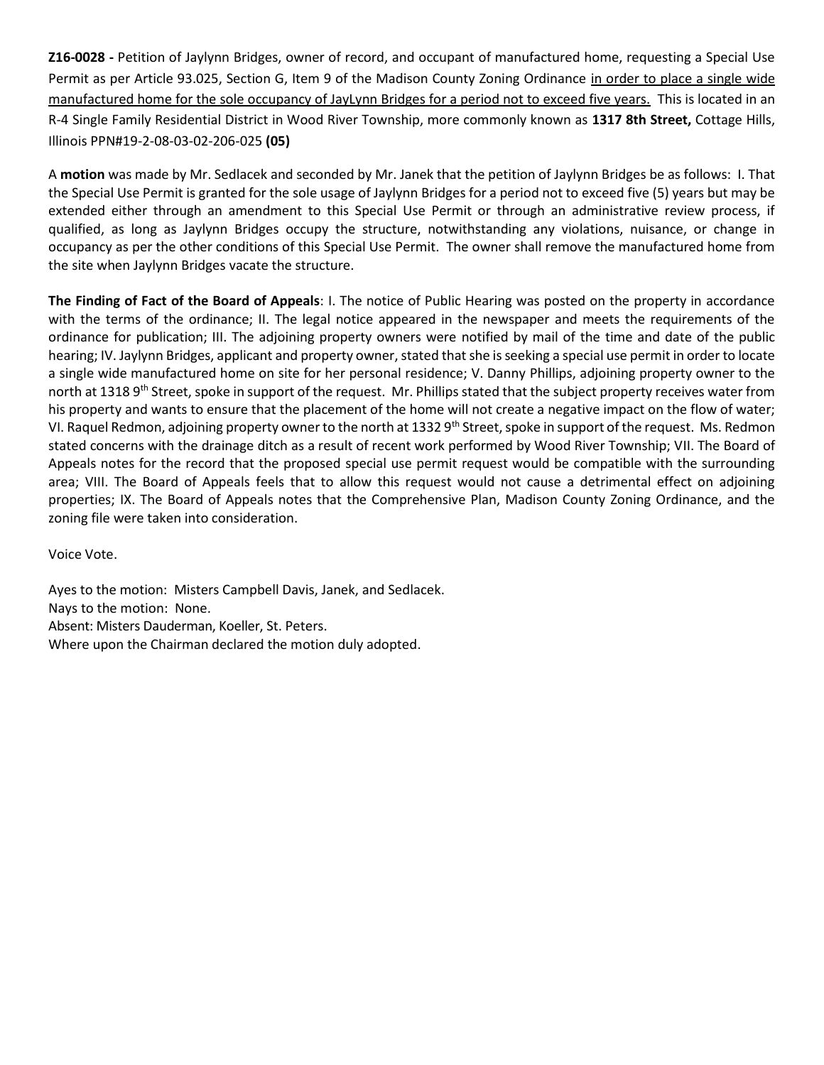**Z16-0028 -** Petition of Jaylynn Bridges, owner of record, and occupant of manufactured home, requesting a Special Use Permit as per Article 93.025, Section G, Item 9 of the Madison County Zoning Ordinance <u>in order to place a single wide manufactured home for the sole occupancy of JayLynn Bridges for a period not to exceed five years.</u> This is located in an R-4 Single Family Residential District in Wood River Township, more commonly known as **1317 8th Street,** Cottage Hills, Illinois PPN#19-2-08-03-02-206-025 **(05)**

A **motion** was made by Mr. Sedlacek and seconded by Mr. Janek that the petition of Jaylynn Bridges be as follows: I. That the Special Use Permit is granted for the sole usage of Jaylynn Bridges for a period not to exceed five (5) years but may be extended either through an amendment to this Special Use Permit or through an administrative review process, if qualified, as long as Jaylynn Bridges occupy the structure, notwithstanding any violations, nuisance, or change in occupancy as per the other conditions of this Special Use Permit. The owner shall remove the manufactured home from the site when Jaylynn Bridges vacate the structure.

**The Finding of Fact of the Board of Appeals**: I. The notice of Public Hearing was posted on the property in accordance with the terms of the ordinance; II. The legal notice appeared in the newspaper and meets the requirements of the ordinance for publication; III. The adjoining property owners were notified by mail of the time and date of the public hearing; IV. Jaylynn Bridges, applicant and property owner, stated that she is seeking a special use permit in order to locate a single wide manufactured home on site for her personal residence; V. Danny Phillips, adjoining property owner to the north at 1318 9th Street, spoke in support of the request. Mr. Phillips stated that the subject property receives water from his property and wants to ensure that the placement of the home will not create a negative impact on the flow of water; VI. Raquel Redmon, adjoining property owner to the north at 1332 9th Street, spoke in support of the request. Ms. Redmon stated concerns with the drainage ditch as a result of recent work performed by Wood River Township; VII. The Board of Appeals notes for the record that the proposed special use permit request would be compatible with the surrounding area; VIII. The Board of Appeals feels that to allow this request would not cause a detrimental effect on adjoining properties; IX. The Board of Appeals notes that the Comprehensive Plan, Madison County Zoning Ordinance, and the zoning file were taken into consideration.

Voice Vote.

Ayes to the motion: Misters Campbell Davis, Janek, and Sedlacek.
Nays to the motion: None.
Absent: Misters Dauderman, Koeller, St. Peters.
Where upon the Chairman declared the motion duly adopted.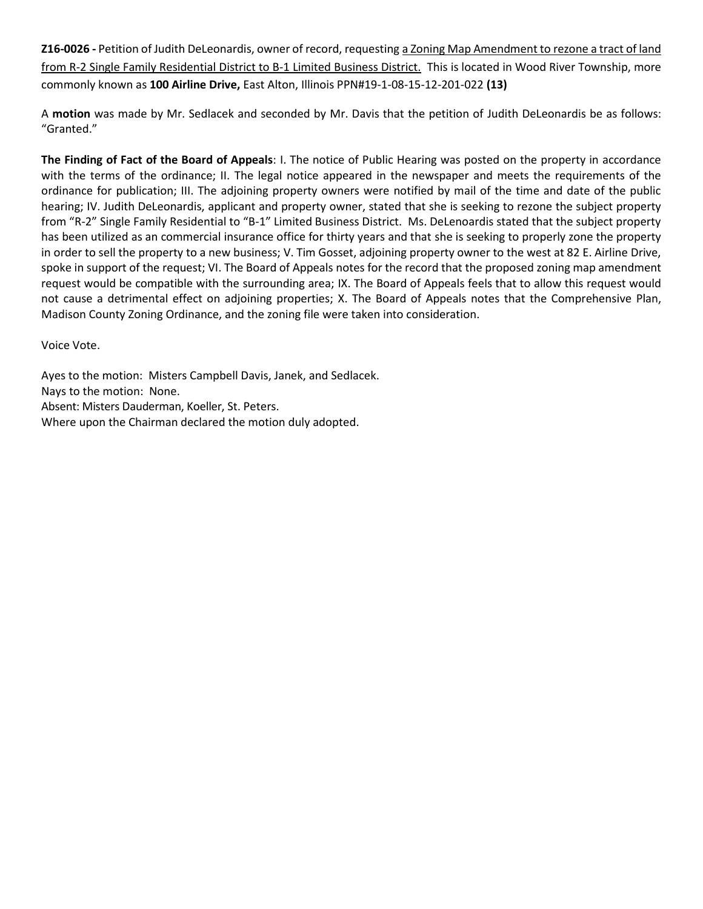**Z16-0026 -** Petition of Judith DeLeonardis, owner of record, requesting <u>a Zoning Map Amendment to rezone a tract of land from R-2 Single Family Residential District to B-1 Limited Business District.</u> This is located in Wood River Township, more commonly known as **100 Airline Drive,** East Alton, Illinois PPN#19-1-08-15-12-201-022 **(13)**

A **motion** was made by Mr. Sedlacek and seconded by Mr. Davis that the petition of Judith DeLeonardis be as follows: "Granted."

**The Finding of Fact of the Board of Appeals**: I. The notice of Public Hearing was posted on the property in accordance with the terms of the ordinance; II. The legal notice appeared in the newspaper and meets the requirements of the ordinance for publication; III. The adjoining property owners were notified by mail of the time and date of the public hearing; IV. Judith DeLeonardis, applicant and property owner, stated that she is seeking to rezone the subject property from "R-2" Single Family Residential to "B-1" Limited Business District. Ms. DeLenoardis stated that the subject property has been utilized as an commercial insurance office for thirty years and that she is seeking to properly zone the property in order to sell the property to a new business; V. Tim Gosset, adjoining property owner to the west at 82 E. Airline Drive, spoke in support of the request; VI. The Board of Appeals notes for the record that the proposed zoning map amendment request would be compatible with the surrounding area; IX. The Board of Appeals feels that to allow this request would not cause a detrimental effect on adjoining properties; X. The Board of Appeals notes that the Comprehensive Plan, Madison County Zoning Ordinance, and the zoning file were taken into consideration.

Voice Vote.

Ayes to the motion: Misters Campbell Davis, Janek, and Sedlacek.
Nays to the motion: None.
Absent: Misters Dauderman, Koeller, St. Peters.
Where upon the Chairman declared the motion duly adopted.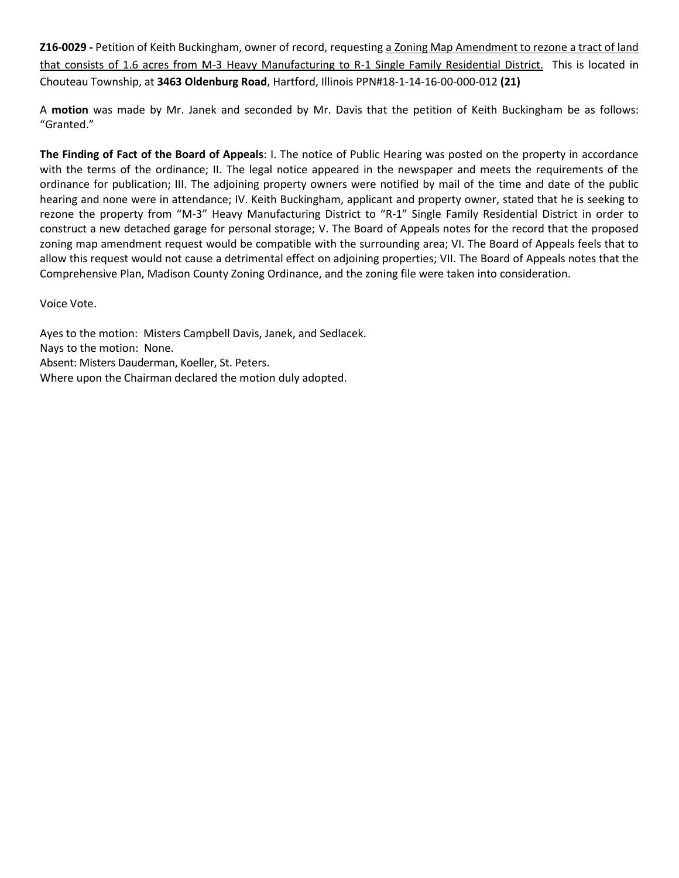**Z16-0029 -** Petition of Keith Buckingham, owner of record, requesting <u>a Zoning Map Amendment to rezone a tract of land that consists of 1.6 acres from M-3 Heavy Manufacturing to R-1 Single Family Residential District.</u> This is located in Chouteau Township, at **3463 Oldenburg Road**, Hartford, Illinois PPN#18-1-14-16-00-000-012 **(21)**

A **motion** was made by Mr. Janek and seconded by Mr. Davis that the petition of Keith Buckingham be as follows: "Granted."

**The Finding of Fact of the Board of Appeals**: I. The notice of Public Hearing was posted on the property in accordance with the terms of the ordinance; II. The legal notice appeared in the newspaper and meets the requirements of the ordinance for publication; III. The adjoining property owners were notified by mail of the time and date of the public hearing and none were in attendance; IV. Keith Buckingham, applicant and property owner, stated that he is seeking to rezone the property from "M-3" Heavy Manufacturing District to "R-1" Single Family Residential District in order to construct a new detached garage for personal storage; V. The Board of Appeals notes for the record that the proposed zoning map amendment request would be compatible with the surrounding area; VI. The Board of Appeals feels that to allow this request would not cause a detrimental effect on adjoining properties; VII. The Board of Appeals notes that the Comprehensive Plan, Madison County Zoning Ordinance, and the zoning file were taken into consideration.

Voice Vote.

Ayes to the motion: Misters Campbell Davis, Janek, and Sedlacek.
Nays to the motion: None.
Absent: Misters Dauderman, Koeller, St. Peters.
Where upon the Chairman declared the motion duly adopted.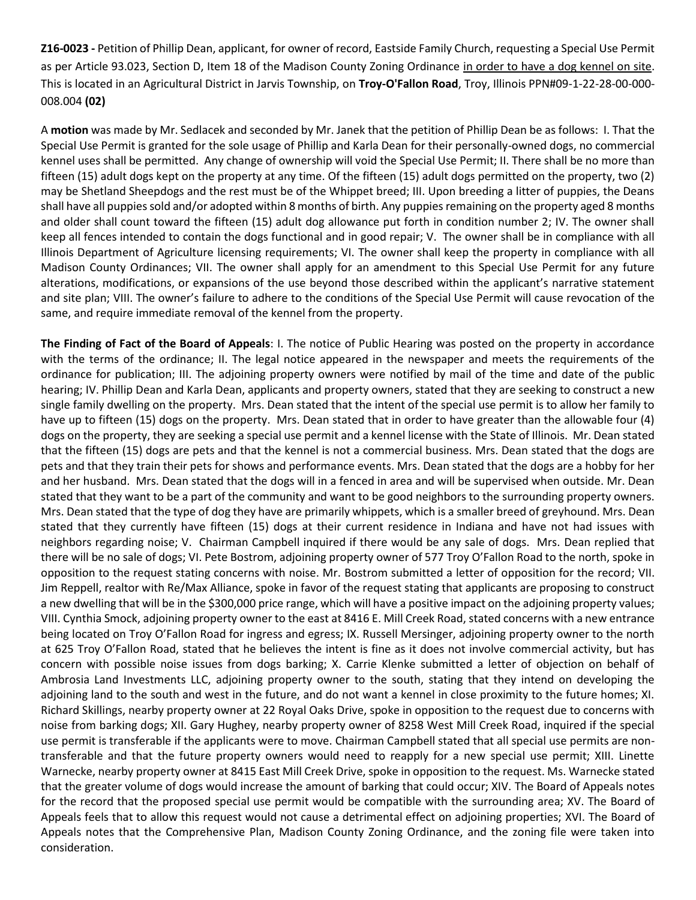**Z16-0023 -** Petition of Phillip Dean, applicant, for owner of record, Eastside Family Church, requesting a Special Use Permit as per Article 93.023, Section D, Item 18 of the Madison County Zoning Ordinance in order to have a dog kennel on site. This is located in an Agricultural District in Jarvis Township, on **Troy-O'Fallon Road**, Troy, Illinois PPN#09-1-22-28-00-000-008.004 **(02)**

A **motion** was made by Mr. Sedlacek and seconded by Mr. Janek that the petition of Phillip Dean be as follows: I. That the Special Use Permit is granted for the sole usage of Phillip and Karla Dean for their personally-owned dogs, no commercial kennel uses shall be permitted. Any change of ownership will void the Special Use Permit; II. There shall be no more than fifteen (15) adult dogs kept on the property at any time. Of the fifteen (15) adult dogs permitted on the property, two (2) may be Shetland Sheepdogs and the rest must be of the Whippet breed; III. Upon breeding a litter of puppies, the Deans shall have all puppies sold and/or adopted within 8 months of birth. Any puppies remaining on the property aged 8 months and older shall count toward the fifteen (15) adult dog allowance put forth in condition number 2; IV. The owner shall keep all fences intended to contain the dogs functional and in good repair; V. The owner shall be in compliance with all Illinois Department of Agriculture licensing requirements; VI. The owner shall keep the property in compliance with all Madison County Ordinances; VII. The owner shall apply for an amendment to this Special Use Permit for any future alterations, modifications, or expansions of the use beyond those described within the applicant's narrative statement and site plan; VIII. The owner's failure to adhere to the conditions of the Special Use Permit will cause revocation of the same, and require immediate removal of the kennel from the property.

**The Finding of Fact of the Board of Appeals**: I. The notice of Public Hearing was posted on the property in accordance with the terms of the ordinance; II. The legal notice appeared in the newspaper and meets the requirements of the ordinance for publication; III. The adjoining property owners were notified by mail of the time and date of the public hearing; IV. Phillip Dean and Karla Dean, applicants and property owners, stated that they are seeking to construct a new single family dwelling on the property. Mrs. Dean stated that the intent of the special use permit is to allow her family to have up to fifteen (15) dogs on the property. Mrs. Dean stated that in order to have greater than the allowable four (4) dogs on the property, they are seeking a special use permit and a kennel license with the State of Illinois. Mr. Dean stated that the fifteen (15) dogs are pets and that the kennel is not a commercial business. Mrs. Dean stated that the dogs are pets and that they train their pets for shows and performance events. Mrs. Dean stated that the dogs are a hobby for her and her husband. Mrs. Dean stated that the dogs will in a fenced in area and will be supervised when outside. Mr. Dean stated that they want to be a part of the community and want to be good neighbors to the surrounding property owners. Mrs. Dean stated that the type of dog they have are primarily whippets, which is a smaller breed of greyhound. Mrs. Dean stated that they currently have fifteen (15) dogs at their current residence in Indiana and have not had issues with neighbors regarding noise; V. Chairman Campbell inquired if there would be any sale of dogs. Mrs. Dean replied that there will be no sale of dogs; VI. Pete Bostrom, adjoining property owner of 577 Troy O'Fallon Road to the north, spoke in opposition to the request stating concerns with noise. Mr. Bostrom submitted a letter of opposition for the record; VII. Jim Reppell, realtor with Re/Max Alliance, spoke in favor of the request stating that applicants are proposing to construct a new dwelling that will be in the $300,000 price range, which will have a positive impact on the adjoining property values; VIII. Cynthia Smock, adjoining property owner to the east at 8416 E. Mill Creek Road, stated concerns with a new entrance being located on Troy O'Fallon Road for ingress and egress; IX. Russell Mersinger, adjoining property owner to the north at 625 Troy O'Fallon Road, stated that he believes the intent is fine as it does not involve commercial activity, but has concern with possible noise issues from dogs barking; X. Carrie Klenke submitted a letter of objection on behalf of Ambrosia Land Investments LLC, adjoining property owner to the south, stating that they intend on developing the adjoining land to the south and west in the future, and do not want a kennel in close proximity to the future homes; XI. Richard Skillings, nearby property owner at 22 Royal Oaks Drive, spoke in opposition to the request due to concerns with noise from barking dogs; XII. Gary Hughey, nearby property owner of 8258 West Mill Creek Road, inquired if the special use permit is transferable if the applicants were to move. Chairman Campbell stated that all special use permits are non-transferable and that the future property owners would need to reapply for a new special use permit; XIII. Linette Warnecke, nearby property owner at 8415 East Mill Creek Drive, spoke in opposition to the request. Ms. Warnecke stated that the greater volume of dogs would increase the amount of barking that could occur; XIV. The Board of Appeals notes for the record that the proposed special use permit would be compatible with the surrounding area; XV. The Board of Appeals feels that to allow this request would not cause a detrimental effect on adjoining properties; XVI. The Board of Appeals notes that the Comprehensive Plan, Madison County Zoning Ordinance, and the zoning file were taken into consideration.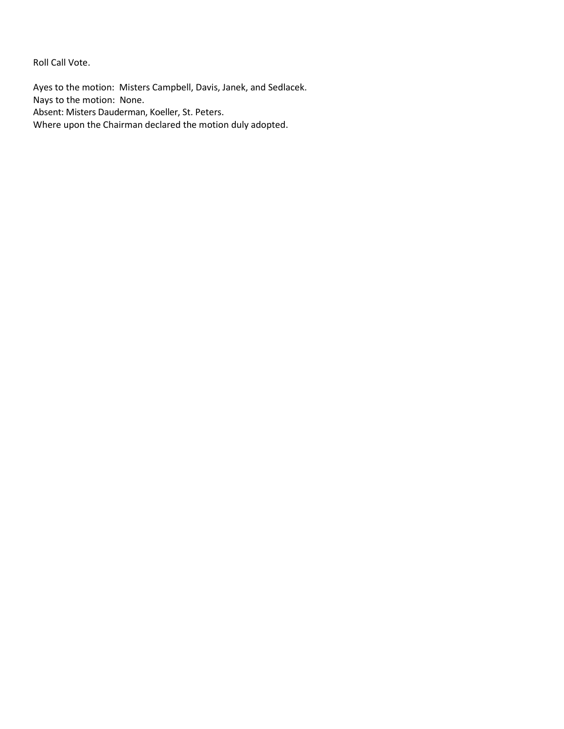Roll Call Vote.

Ayes to the motion: Misters Campbell, Davis, Janek, and Sedlacek.
Nays to the motion: None.
Absent: Misters Dauderman, Koeller, St. Peters.
Where upon the Chairman declared the motion duly adopted.